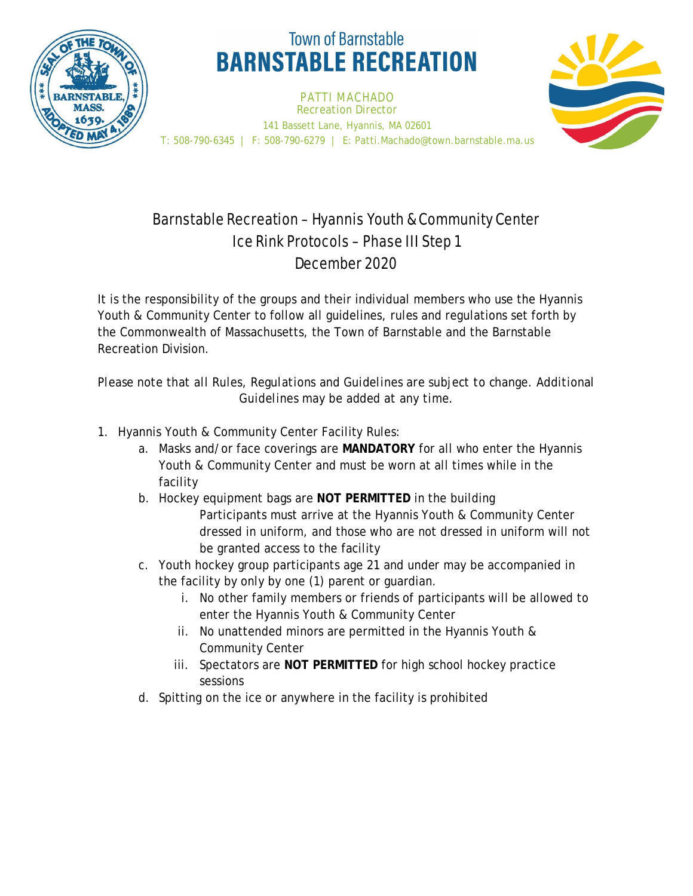Town of Barnstable

# BARNSTABLE RECREATION

PATTI MACHADO
Recreation Director
141 Bassett Lane, Hyannis, MA 02601
T: 508-790-6345 | F: 508-790-6279 | E: Patti.Machado@town.barnstable.ma.us

## Barnstable Recreation – Hyannis Youth & Community Center
## Ice Rink Protocols – Phase III Step 1
## December 2020

It is the responsibility of the groups and their individual members who use the Hyannis Youth & Community Center to follow all guidelines, rules and regulations set forth by the Commonwealth of Massachusetts, the Town of Barnstable and the Barnstable Recreation Division.

*Please note that all Rules, Regulations and Guidelines are subject to change. Additional Guidelines may be added at any time.*

1. Hyannis Youth & Community Center Facility Rules:
   a. Masks and/or face coverings are **MANDATORY** for all who enter the Hyannis Youth & Community Center and must be worn at all times while in the facility
   b. Hockey equipment bags are **NOT PERMITTED** in the building
      Participants must arrive at the Hyannis Youth & Community Center dressed in uniform, and those who are not dressed in uniform will not be granted access to the facility
   c. Youth hockey group participants age 21 and under may be accompanied in the facility by only by one (1) parent or guardian.
      i. No other family members or friends of participants will be allowed to enter the Hyannis Youth & Community Center
      ii. No unattended minors are permitted in the Hyannis Youth & Community Center
      iii. Spectators are **NOT PERMITTED** for high school hockey practice sessions
   d. Spitting on the ice or anywhere in the facility is prohibited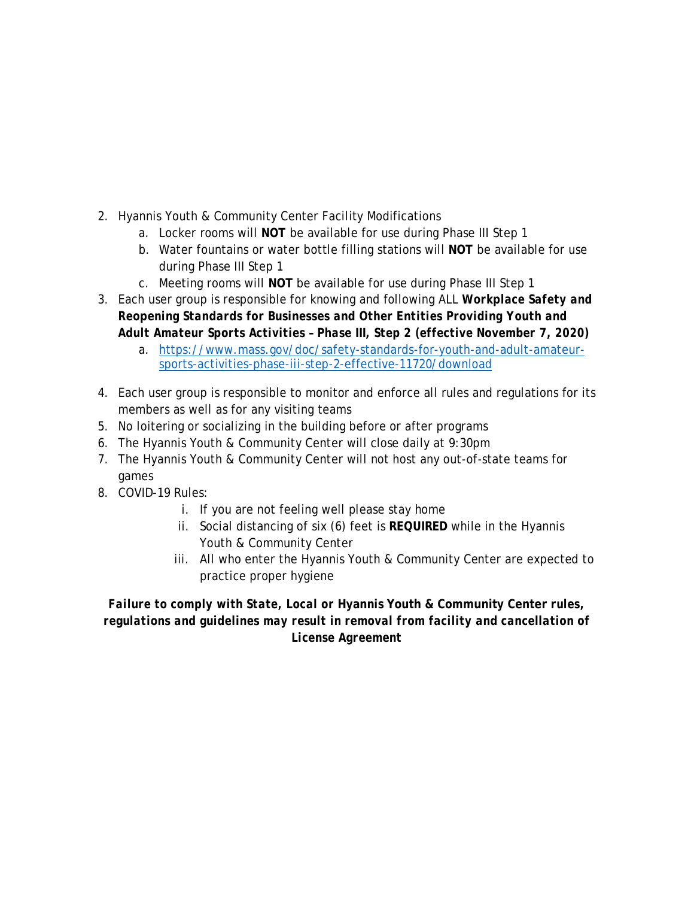2. Hyannis Youth & Community Center Facility Modifications
    a. Locker rooms will **NOT** be available for use during Phase III Step 1
    b. Water fountains or water bottle filling stations will **NOT** be available for use during Phase III Step 1
    c. Meeting rooms will **NOT** be available for use during Phase III Step 1
3. Each user group is responsible for knowing and following ALL ***Workplace Safety and Reopening Standards for Businesses and Other Entities Providing Youth and Adult Amateur Sports Activities – Phase III, Step 2 (effective November 7, 2020)***
    a. [https://www.mass.gov/doc/safety-standards-for-youth-and-adult-amateur-sports-activities-phase-iii-step-2-effective-11720/download](https://www.mass.gov/doc/safety-standards-for-youth-and-adult-amateur-sports-activities-phase-iii-step-2-effective-11720/download)
4. Each user group is responsible to monitor and enforce all rules and regulations for its members as well as for any visiting teams
5. No loitering or socializing in the building before or after programs
6. The Hyannis Youth & Community Center will close daily at 9:30pm
7. The Hyannis Youth & Community Center will not host any out-of-state teams for games
8. COVID-19 Rules:
    i. If you are not feeling well please stay home
    ii. Social distancing of six (6) feet is **REQUIRED** while in the Hyannis Youth & Community Center
    iii. All who enter the Hyannis Youth & Community Center are expected to practice proper hygiene

***Failure to comply with State, Local or Hyannis Youth & Community Center rules, regulations and guidelines may result in removal from facility and cancellation of License Agreement***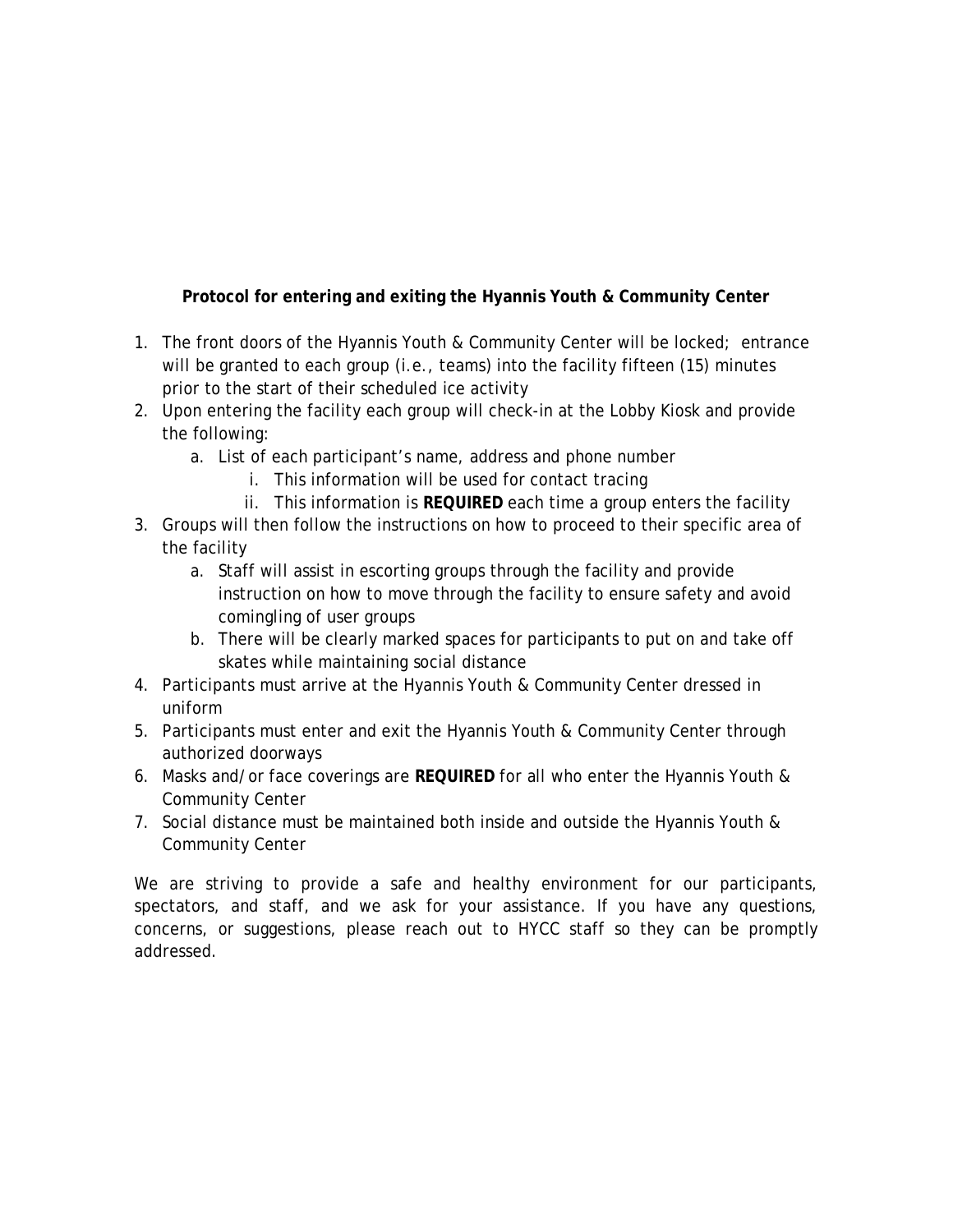**Protocol for entering and exiting the Hyannis Youth & Community Center**

1. The front doors of the Hyannis Youth & Community Center will be locked; entrance will be granted to each group (i.e., teams) into the facility fifteen (15) minutes prior to the start of their scheduled ice activity
2. Upon entering the facility each group will check-in at the Lobby Kiosk and provide the following:
   a. List of each participant's name, address and phone number
      i. This information will be used for contact tracing
      ii. This information is **REQUIRED** each time a group enters the facility
3. Groups will then follow the instructions on how to proceed to their specific area of the facility
   a. Staff will assist in escorting groups through the facility and provide instruction on how to move through the facility to ensure safety and avoid comingling of user groups
   b. There will be clearly marked spaces for participants to put on and take off skates while maintaining social distance
4. Participants must arrive at the Hyannis Youth & Community Center dressed in uniform
5. Participants must enter and exit the Hyannis Youth & Community Center through authorized doorways
6. Masks and/or face coverings are **REQUIRED** for all who enter the Hyannis Youth & Community Center
7. Social distance must be maintained both inside and outside the Hyannis Youth & Community Center

We are striving to provide a safe and healthy environment for our participants, spectators, and staff, and we ask for your assistance. If you have any questions, concerns, or suggestions, please reach out to HYCC staff so they can be promptly addressed.